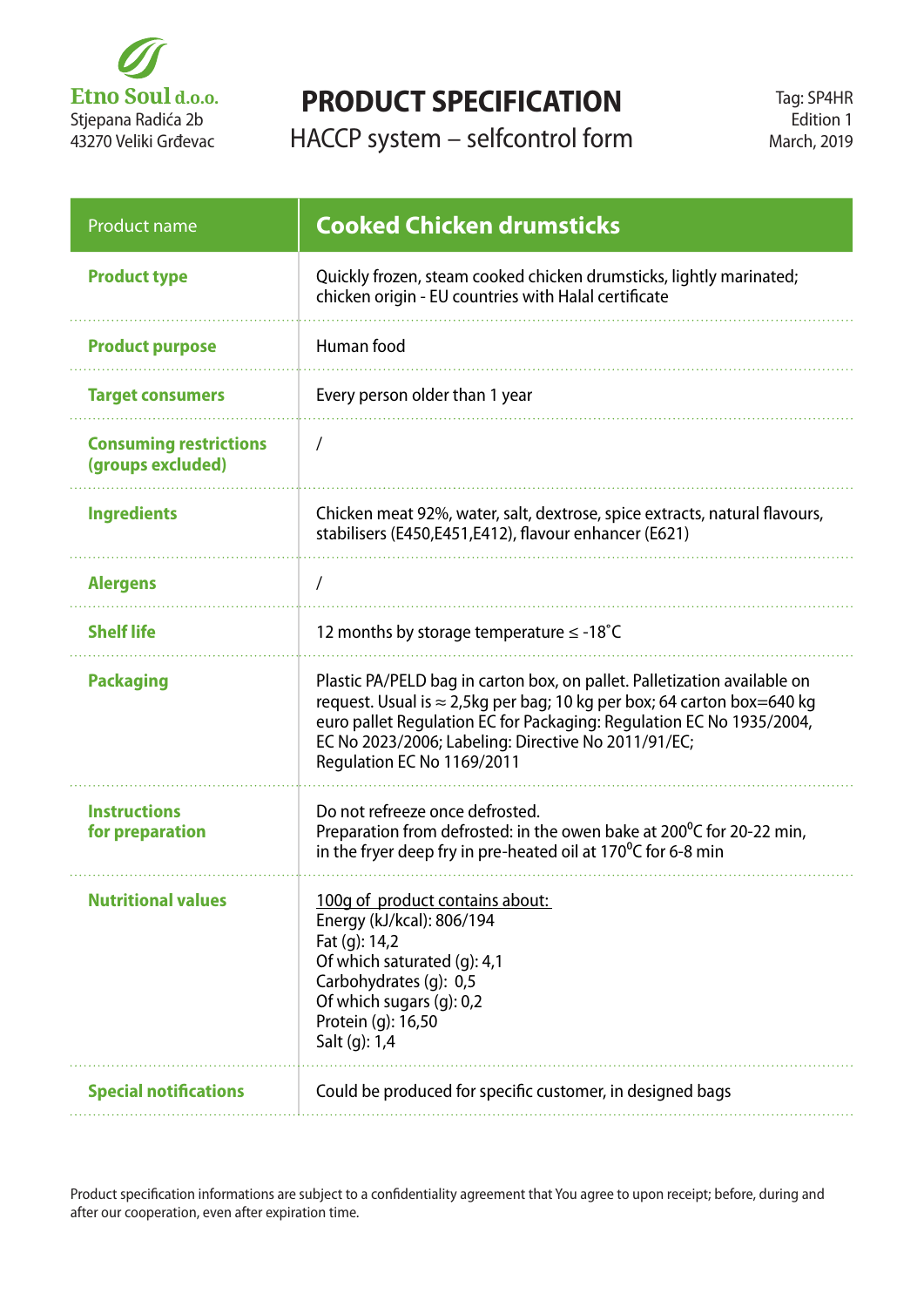Etno Soul d.o.o.
Stjepana Radića 2b
43270 Veliki Grđevac

# PRODUCT SPECIFICATION

## HACCP system – selfcontrol form

Tag: SP4HR
Edition 1
March, 2019

| Product name | **Cooked Chicken drumsticks** |
|---|---|
| **Product type** | Quickly frozen, steam cooked chicken drumsticks, lightly marinated; chicken origin - EU countries with Halal certificate |
| **Product purpose** | Human food |
| **Target consumers** | Every person older than 1 year |
| **Consuming restrictions (groups excluded)** | / |
| **Ingredients** | Chicken meat 92%, water, salt, dextrose, spice extracts, natural flavours, stabilisers (E450,E451,E412), flavour enhancer (E621) |
| **Alergens** | / |
| **Shelf life** | 12 months by storage temperature ≤ -18˚C |
| **Packaging** | Plastic PA/PELD bag in carton box, on pallet. Palletization available on request. Usual is ≈ 2,5kg per bag; 10 kg per box; 64 carton box=640 kg euro pallet Regulation EC for Packaging: Regulation EC No 1935/2004, EC No 2023/2006; Labeling: Directive No 2011/91/EC; Regulation EC No 1169/2011 |
| **Instructions for preparation** | Do not refreeze once defrosted.<br>Preparation from defrosted: in the owen bake at 200$^{0}$C for 20-22 min, in the fryer deep fry in pre-heated oil at 170$^{0}$C for 6-8 min |
| **Nutritional values** | 100g of product contains about:<br>Energy (kJ/kcal): 806/194<br>Fat (g): 14,2<br>Of which saturated (g): 4,1<br>Carbohydrates (g): 0,5<br>Of which sugars (g): 0,2<br>Protein (g): 16,50<br>Salt (g): 1,4 |
| **Special notifications** | Could be produced for specific customer, in designed bags |

Product specification informations are subject to a confidentiality agreement that You agree to upon receipt; before, during and after our cooperation, even after expiration time.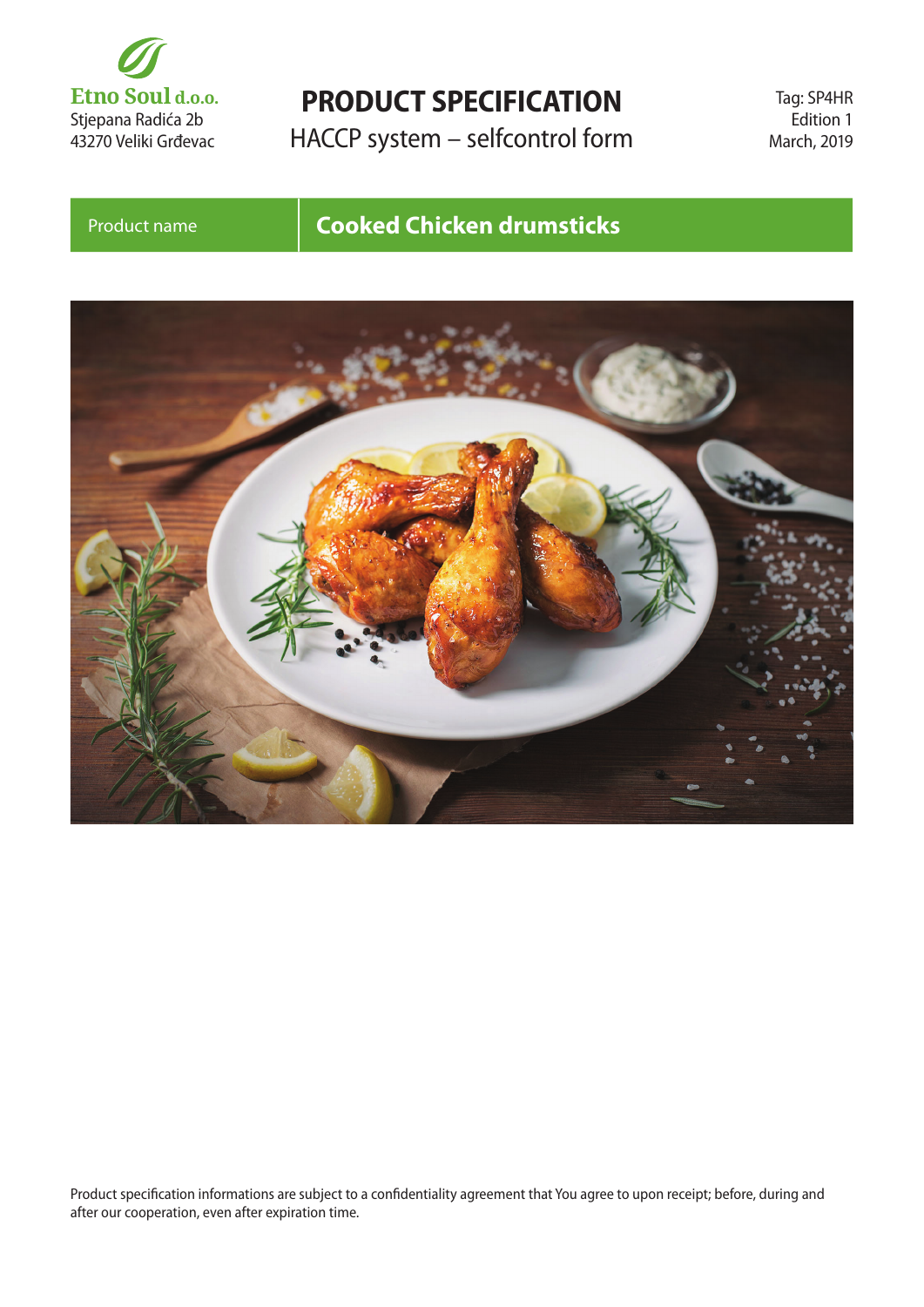Etno Soul d.o.o.
Stjepana Radića 2b
43270 Veliki Grđevac

# PRODUCT SPECIFICATION

HACCP system – selfcontrol form

Tag: SP4HR
Edition 1
March, 2019

| Product name | **Cooked Chicken drumsticks** |
| --- | --- |

Product specification informations are subject to a confidentiality agreement that You agree to upon receipt; before, during and after our cooperation, even after expiration time.